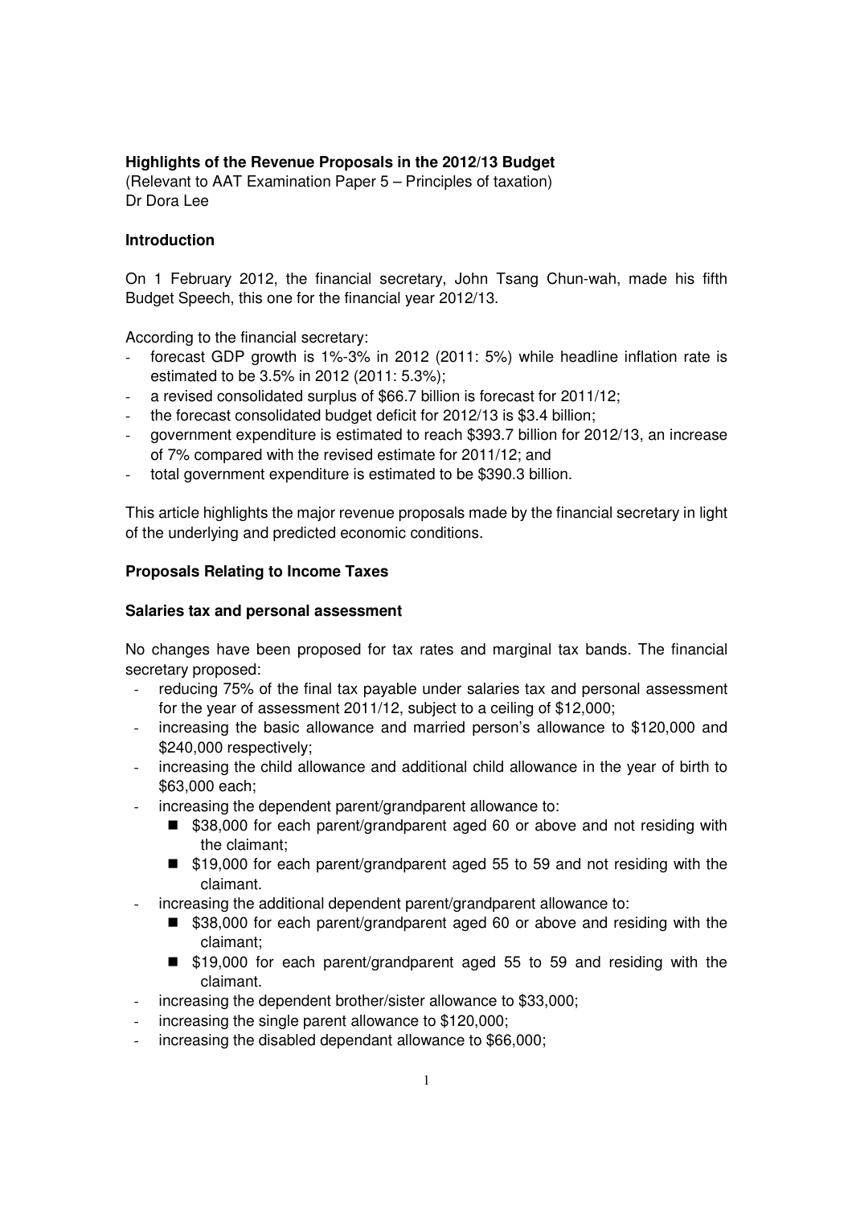**Highlights of the Revenue Proposals in the 2012/13 Budget**
(Relevant to AAT Examination Paper 5 – Principles of taxation)
Dr Dora Lee

**Introduction**

On 1 February 2012, the financial secretary, John Tsang Chun-wah, made his fifth Budget Speech, this one for the financial year 2012/13.

According to the financial secretary:

- forecast GDP growth is 1%-3% in 2012 (2011: 5%) while headline inflation rate is estimated to be 3.5% in 2012 (2011: 5.3%);
- a revised consolidated surplus of $66.7 billion is forecast for 2011/12;
- the forecast consolidated budget deficit for 2012/13 is $3.4 billion;
- government expenditure is estimated to reach $393.7 billion for 2012/13, an increase of 7% compared with the revised estimate for 2011/12; and
- total government expenditure is estimated to be $390.3 billion.

This article highlights the major revenue proposals made by the financial secretary in light of the underlying and predicted economic conditions.

**Proposals Relating to Income Taxes**

**Salaries tax and personal assessment**

No changes have been proposed for tax rates and marginal tax bands. The financial secretary proposed:

- reducing 75% of the final tax payable under salaries tax and personal assessment for the year of assessment 2011/12, subject to a ceiling of $12,000;
- increasing the basic allowance and married person's allowance to $120,000 and $240,000 respectively;
- increasing the child allowance and additional child allowance in the year of birth to $63,000 each;
- increasing the dependent parent/grandparent allowance to:
  - $38,000 for each parent/grandparent aged 60 or above and not residing with the claimant;
  - $19,000 for each parent/grandparent aged 55 to 59 and not residing with the claimant.
- increasing the additional dependent parent/grandparent allowance to:
  - $38,000 for each parent/grandparent aged 60 or above and residing with the claimant;
  - $19,000 for each parent/grandparent aged 55 to 59 and residing with the claimant.
- increasing the dependent brother/sister allowance to $33,000;
- increasing the single parent allowance to $120,000;
- increasing the disabled dependant allowance to $66,000;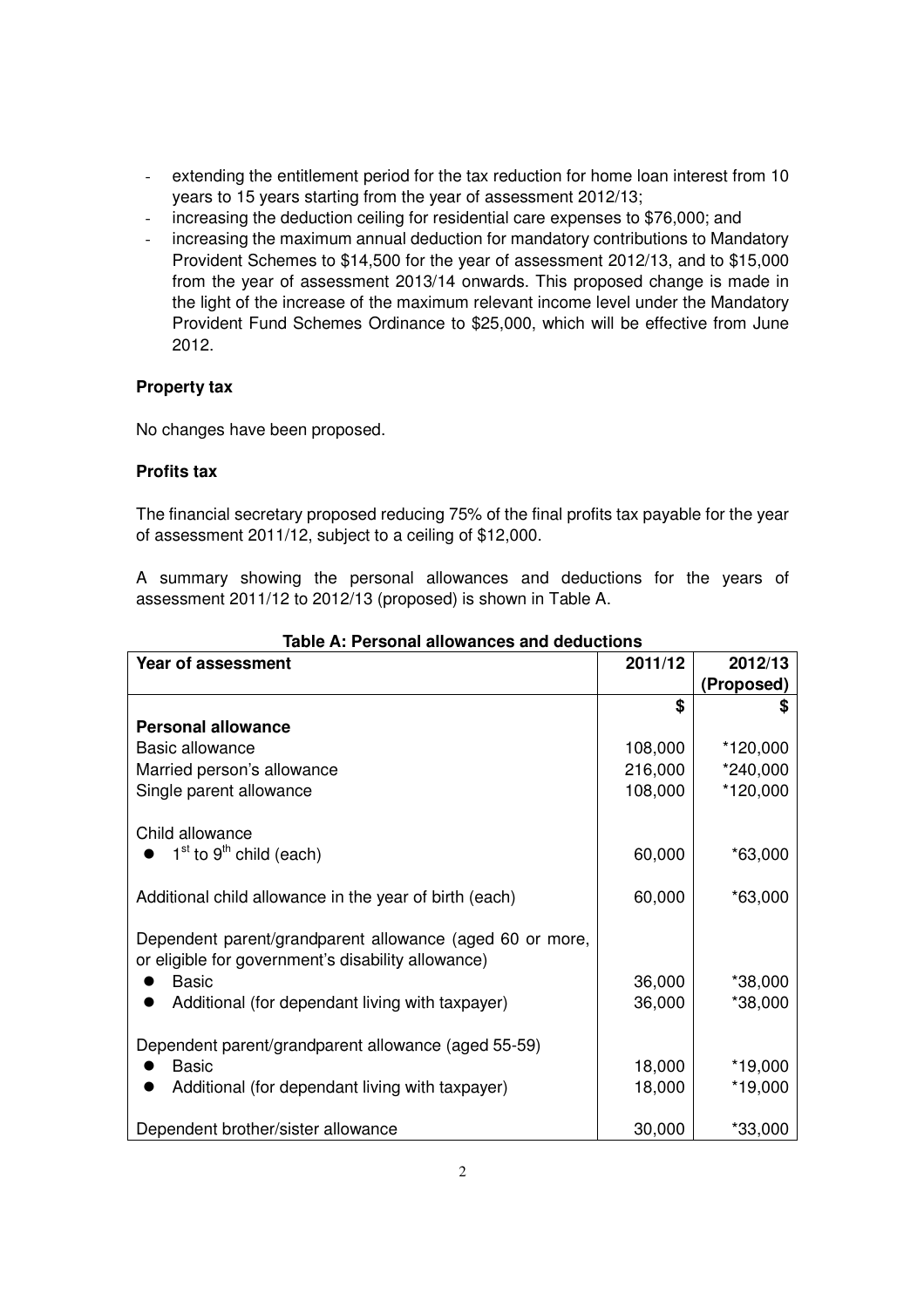- extending the entitlement period for the tax reduction for home loan interest from 10 years to 15 years starting from the year of assessment 2012/13;
- increasing the deduction ceiling for residential care expenses to $76,000; and
- increasing the maximum annual deduction for mandatory contributions to Mandatory Provident Schemes to $14,500 for the year of assessment 2012/13, and to $15,000 from the year of assessment 2013/14 onwards. This proposed change is made in the light of the increase of the maximum relevant income level under the Mandatory Provident Fund Schemes Ordinance to $25,000, which will be effective from June 2012.

**Property tax**

No changes have been proposed.

**Profits tax**

The financial secretary proposed reducing 75% of the final profits tax payable for the year of assessment 2011/12, subject to a ceiling of $12,000.

A summary showing the personal allowances and deductions for the years of assessment 2011/12 to 2012/13 (proposed) is shown in Table A.

**Table A: Personal allowances and deductions**

| Year of assessment | 2011/12 | 2012/13 (Proposed) |
|---|---|---|
| | $ | $ |
| **Personal allowance** | | |
| Basic allowance | 108,000 | *120,000 |
| Married person's allowance | 216,000 | *240,000 |
| Single parent allowance | 108,000 | *120,000 |
| Child allowance | | |
| ● 1st to 9th child (each) | 60,000 | *63,000 |
| Additional child allowance in the year of birth (each) | 60,000 | *63,000 |
| Dependent parent/grandparent allowance (aged 60 or more, or eligible for government's disability allowance) | | |
| ● Basic | 36,000 | *38,000 |
| ● Additional (for dependant living with taxpayer) | 36,000 | *38,000 |
| Dependent parent/grandparent allowance (aged 55-59) | | |
| ● Basic | 18,000 | *19,000 |
| ● Additional (for dependant living with taxpayer) | 18,000 | *19,000 |
| Dependent brother/sister allowance | 30,000 | *33,000 |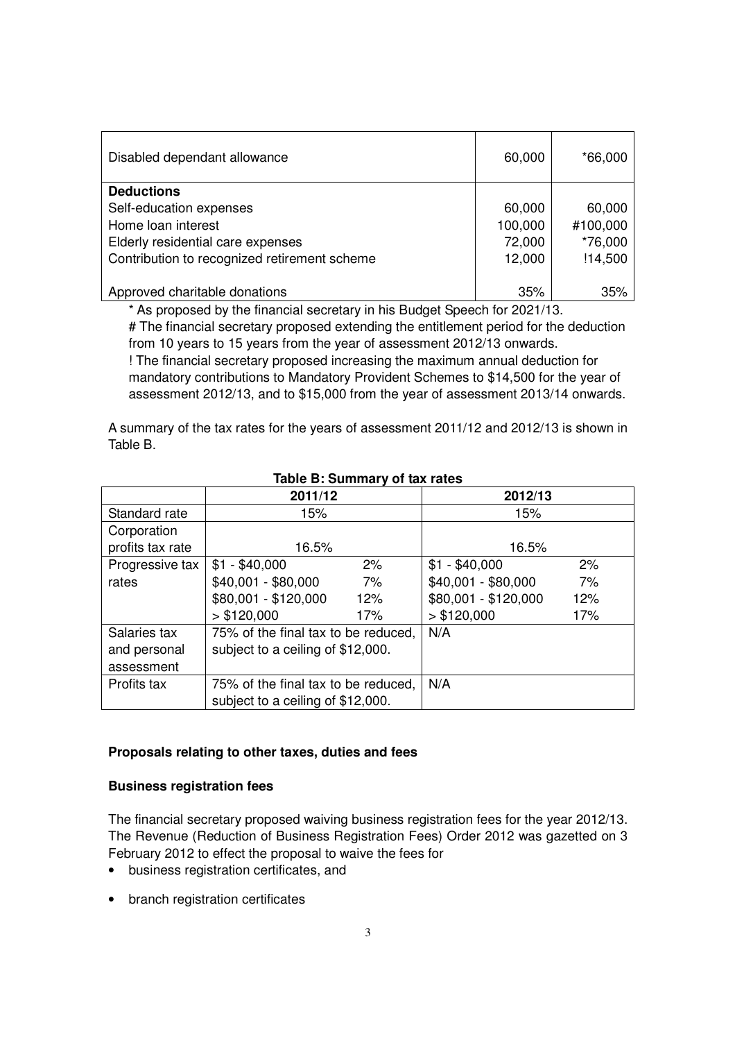| | | |
|---|---|---|
| Disabled dependant allowance | 60,000 | *66,000 |
| **Deductions** | | |
| Self-education expenses | 60,000 | 60,000 |
| Home loan interest | 100,000 | #100,000 |
| Elderly residential care expenses | 72,000 | *76,000 |
| Contribution to recognized retirement scheme | 12,000 | !14,500 |
| Approved charitable donations | 35% | 35% |

* As proposed by the financial secretary in his Budget Speech for 2021/13.

# The financial secretary proposed extending the entitlement period for the deduction from 10 years to 15 years from the year of assessment 2012/13 onwards.

! The financial secretary proposed increasing the maximum annual deduction for mandatory contributions to Mandatory Provident Schemes to $14,500 for the year of assessment 2012/13, and to $15,000 from the year of assessment 2013/14 onwards.

A summary of the tax rates for the years of assessment 2011/12 and 2012/13 is shown in Table B.

**Table B: Summary of tax rates**

| | 2011/12 | | 2012/13 | |
|---|---|---|---|---|
| Standard rate | 15% | | 15% | |
| Corporation profits tax rate | 16.5% | | 16.5% | |
| Progressive tax rates | $1 - $40,000 | 2% | $1 - $40,000 | 2% |
| | $40,001 - $80,000 | 7% | $40,001 - $80,000 | 7% |
| | $80,001 - $120,000 | 12% | $80,001 - $120,000 | 12% |
| | > $120,000 | 17% | > $120,000 | 17% |
| Salaries tax and personal assessment | 75% of the final tax to be reduced, subject to a ceiling of $12,000. | | N/A | |
| Profits tax | 75% of the final tax to be reduced, subject to a ceiling of $12,000. | | N/A | |

**Proposals relating to other taxes, duties and fees**

**Business registration fees**

The financial secretary proposed waiving business registration fees for the year 2012/13. The Revenue (Reduction of Business Registration Fees) Order 2012 was gazetted on 3 February 2012 to effect the proposal to waive the fees for

- business registration certificates, and
- branch registration certificates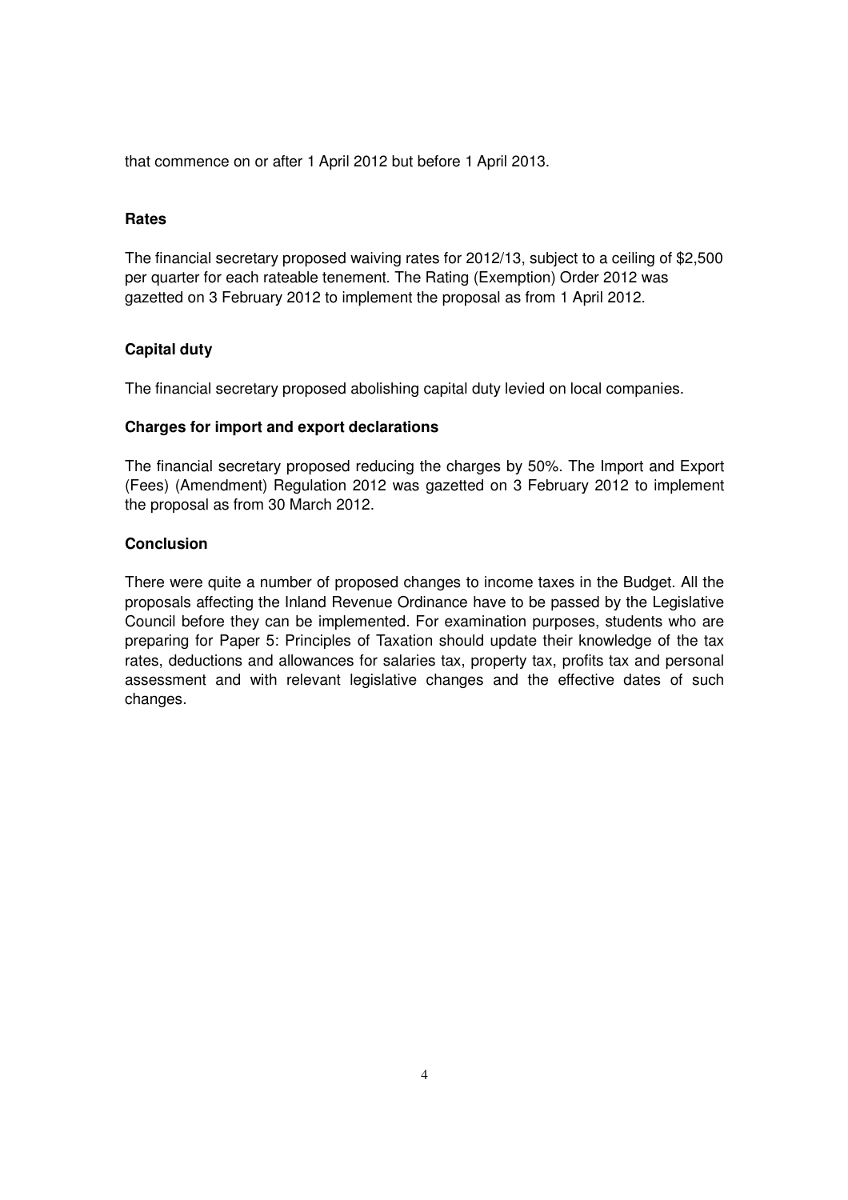that commence on or after 1 April 2012 but before 1 April 2013.

**Rates**

The financial secretary proposed waiving rates for 2012/13, subject to a ceiling of $2,500 per quarter for each rateable tenement. The Rating (Exemption) Order 2012 was gazetted on 3 February 2012 to implement the proposal as from 1 April 2012.

**Capital duty**

The financial secretary proposed abolishing capital duty levied on local companies.

**Charges for import and export declarations**

The financial secretary proposed reducing the charges by 50%. The Import and Export (Fees) (Amendment) Regulation 2012 was gazetted on 3 February 2012 to implement the proposal as from 30 March 2012.

**Conclusion**

There were quite a number of proposed changes to income taxes in the Budget. All the proposals affecting the Inland Revenue Ordinance have to be passed by the Legislative Council before they can be implemented. For examination purposes, students who are preparing for Paper 5: Principles of Taxation should update their knowledge of the tax rates, deductions and allowances for salaries tax, property tax, profits tax and personal assessment and with relevant legislative changes and the effective dates of such changes.